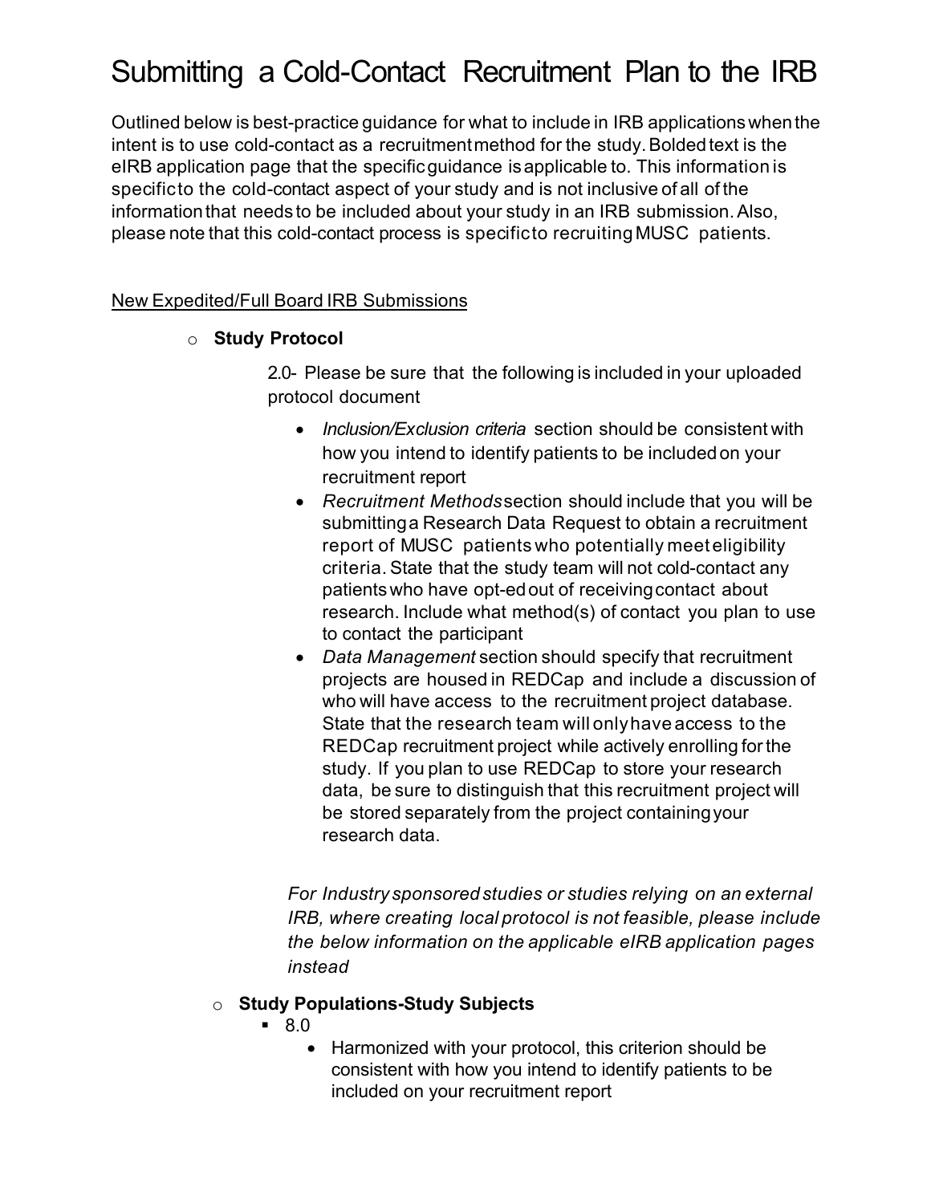# Submitting a Cold-Contact Recruitment Plan to the IRB

Outlined below is best-practice guidance for what to include in IRB applications when the intent is to use cold-contact as a recruitment method for the study. Bolded text is the eIRB application page that the specific guidance is applicable to. This information is specific to the cold-contact aspect of your study and is not inclusive of all of the information that needs to be included about your study in an IRB submission. Also, please note that this cold-contact process is specific to recruiting MUSC patients.

<u>New Expedited/Full Board IRB Submissions</u>

- **Study Protocol**

  2.0- Please be sure that the following is included in your uploaded protocol document

  - *Inclusion/Exclusion criteria* section should be consistent with how you intend to identify patients to be included on your recruitment report
  - *Recruitment Methods* section should include that you will be submitting a Research Data Request to obtain a recruitment report of MUSC patients who potentially meet eligibility criteria. State that the study team will not cold-contact any patients who have opt-ed out of receiving contact about research. Include what method(s) of contact you plan to use to contact the participant
  - *Data Management* section should specify that recruitment projects are housed in REDCap and include a discussion of who will have access to the recruitment project database. State that the research team will only have access to the REDCap recruitment project while actively enrolling for the study. If you plan to use REDCap to store your research data, be sure to distinguish that this recruitment project will be stored separately from the project containing your research data.

  *For Industry sponsored studies or studies relying on an external IRB, where creating local protocol is not feasible, please include the below information on the applicable eIRB application pages instead*

- **Study Populations-Study Subjects**
  - 8.0
    - Harmonized with your protocol, this criterion should be consistent with how you intend to identify patients to be included on your recruitment report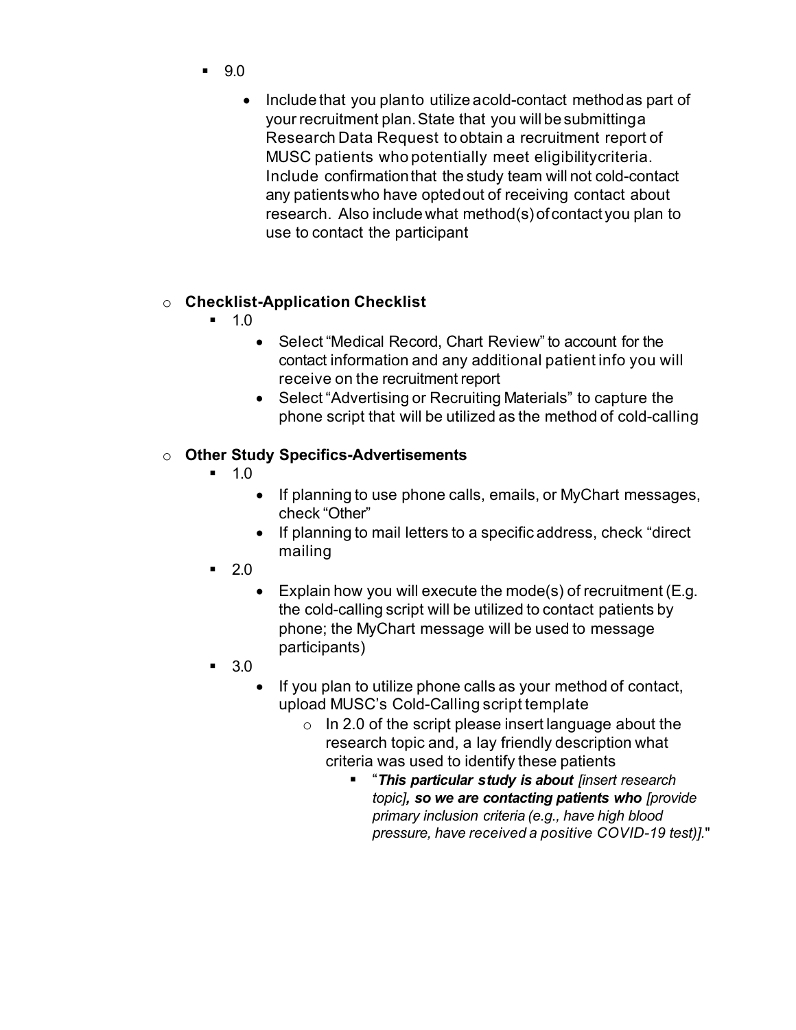- 9.0
  - Include that you plan to utilize a cold-contact method as part of your recruitment plan. State that you will be submitting a Research Data Request to obtain a recruitment report of MUSC patients who potentially meet eligibility criteria. Include confirmation that the study team will not cold-contact any patients who have opted out of receiving contact about research. Also include what method(s) of contact you plan to use to contact the participant

- **Checklist-Application Checklist**
  - 1.0
    - Select "Medical Record, Chart Review" to account for the contact information and any additional patient info you will receive on the recruitment report
    - Select "Advertising or Recruiting Materials" to capture the phone script that will be utilized as the method of cold-calling

- **Other Study Specifics-Advertisements**
  - 1.0
    - If planning to use phone calls, emails, or MyChart messages, check "Other"
    - If planning to mail letters to a specific address, check "direct mailing
  - 2.0
    - Explain how you will execute the mode(s) of recruitment (E.g. the cold-calling script will be utilized to contact patients by phone; the MyChart message will be used to message participants)
  - 3.0
    - If you plan to utilize phone calls as your method of contact, upload MUSC's Cold-Calling script template
      - In 2.0 of the script please insert language about the research topic and, a lay friendly description what criteria was used to identify these patients
        - "***This particular study is about*** *[insert research topic]****, so we are contacting patients who*** *[provide primary inclusion criteria (e.g., have high blood pressure, have received a positive COVID-19 test)].*"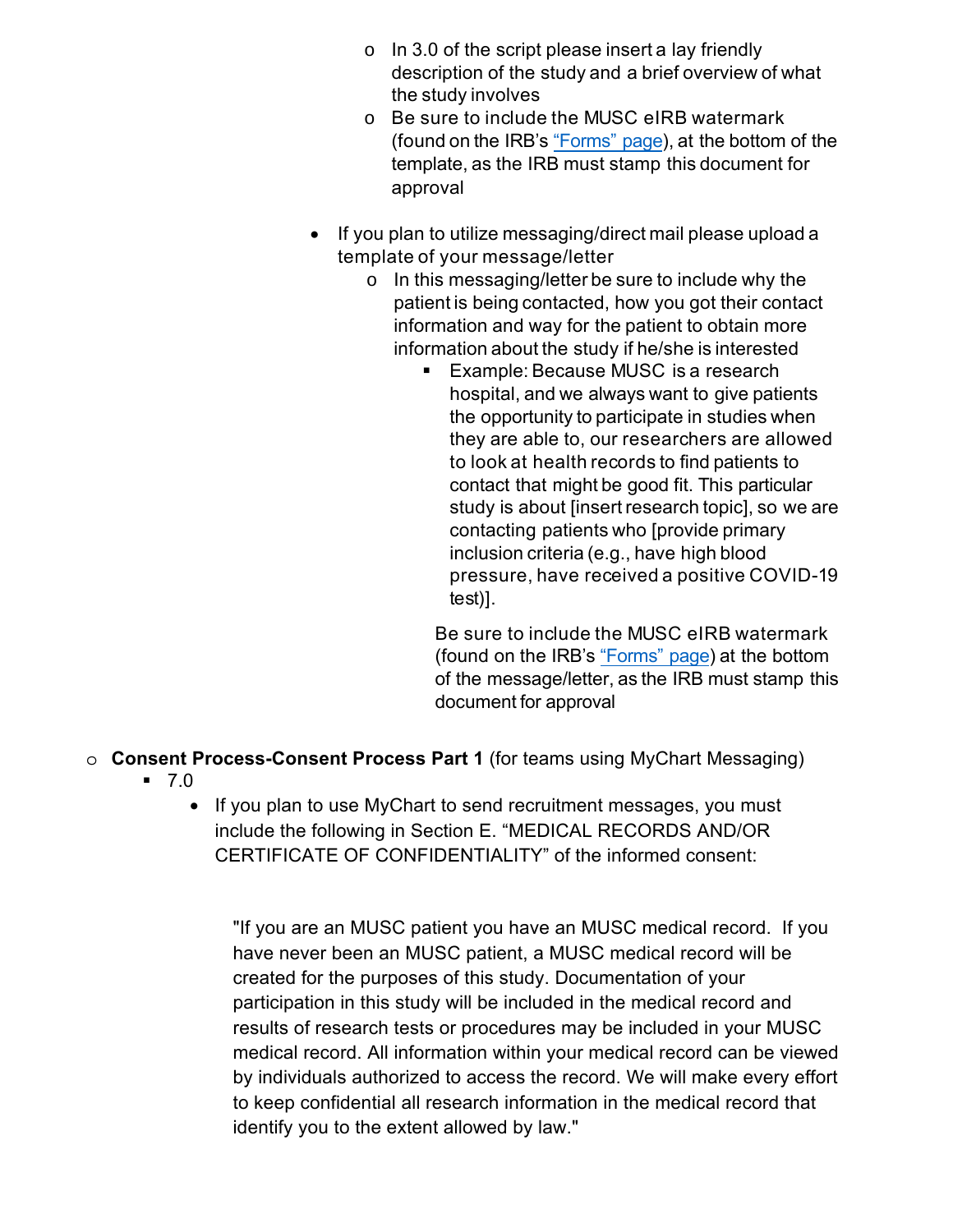- In 3.0 of the script please insert a lay friendly description of the study and a brief overview of what the study involves
    - Be sure to include the MUSC eIRB watermark (found on the IRB's ["Forms" page](#)), at the bottom of the template, as the IRB must stamp this document for approval

  - If you plan to utilize messaging/direct mail please upload a template of your message/letter
    - In this messaging/letter be sure to include why the patient is being contacted, how you got their contact information and way for the patient to obtain more information about the study if he/she is interested
      - Example: Because MUSC is a research hospital, and we always want to give patients the opportunity to participate in studies when they are able to, our researchers are allowed to look at health records to find patients to contact that might be good fit. This particular study is about [insert research topic], so we are contacting patients who [provide primary inclusion criteria (e.g., have high blood pressure, have received a positive COVID-19 test)].

      Be sure to include the MUSC eIRB watermark (found on the IRB's ["Forms" page](#)) at the bottom of the message/letter, as the IRB must stamp this document for approval

- **Consent Process-Consent Process Part 1** (for teams using MyChart Messaging)
  - 7.0
    - If you plan to use MyChart to send recruitment messages, you must include the following in Section E. "MEDICAL RECORDS AND/OR CERTIFICATE OF CONFIDENTIALITY" of the informed consent:

      "If you are an MUSC patient you have an MUSC medical record. If you have never been an MUSC patient, a MUSC medical record will be created for the purposes of this study. Documentation of your participation in this study will be included in the medical record and results of research tests or procedures may be included in your MUSC medical record. All information within your medical record can be viewed by individuals authorized to access the record. We will make every effort to keep confidential all research information in the medical record that identify you to the extent allowed by law."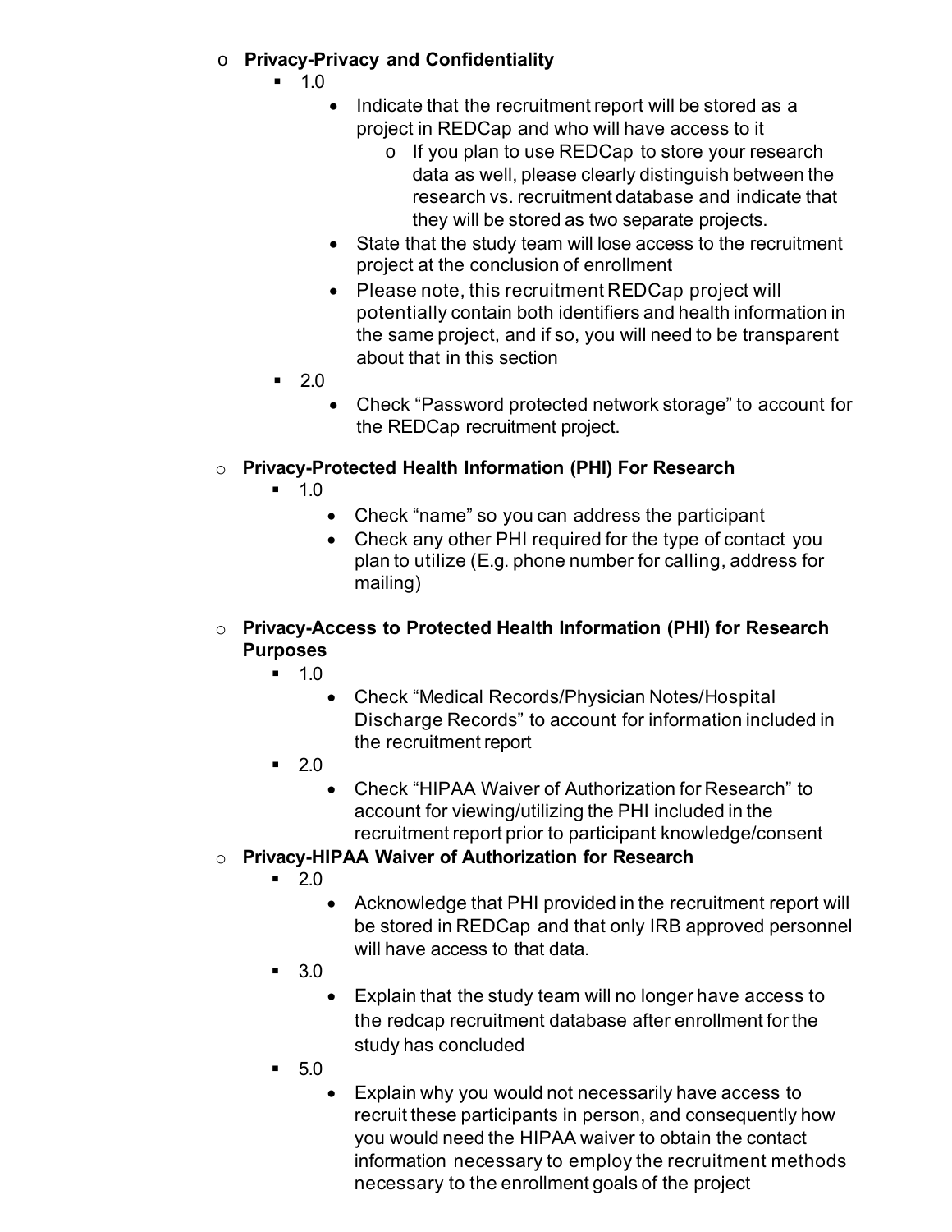- **Privacy-Privacy and Confidentiality**
  - 1.0
    - Indicate that the recruitment report will be stored as a project in REDCap and who will have access to it
      - If you plan to use REDCap to store your research data as well, please clearly distinguish between the research vs. recruitment database and indicate that they will be stored as two separate projects.
    - State that the study team will lose access to the recruitment project at the conclusion of enrollment
    - Please note, this recruitment REDCap project will potentially contain both identifiers and health information in the same project, and if so, you will need to be transparent about that in this section
  - 2.0
    - Check "Password protected network storage" to account for the REDCap recruitment project.

- **Privacy-Protected Health Information (PHI) For Research**
  - 1.0
    - Check "name" so you can address the participant
    - Check any other PHI required for the type of contact you plan to utilize (E.g. phone number for calling, address for mailing)

- **Privacy-Access to Protected Health Information (PHI) for Research Purposes**
  - 1.0
    - Check "Medical Records/Physician Notes/Hospital Discharge Records" to account for information included in the recruitment report
  - 2.0
    - Check "HIPAA Waiver of Authorization for Research" to account for viewing/utilizing the PHI included in the recruitment report prior to participant knowledge/consent
- **Privacy-HIPAA Waiver of Authorization for Research**
  - 2.0
    - Acknowledge that PHI provided in the recruitment report will be stored in REDCap and that only IRB approved personnel will have access to that data.
  - 3.0
    - Explain that the study team will no longer have access to the redcap recruitment database after enrollment for the study has concluded
  - 5.0
    - Explain why you would not necessarily have access to recruit these participants in person, and consequently how you would need the HIPAA waiver to obtain the contact information necessary to employ the recruitment methods necessary to the enrollment goals of the project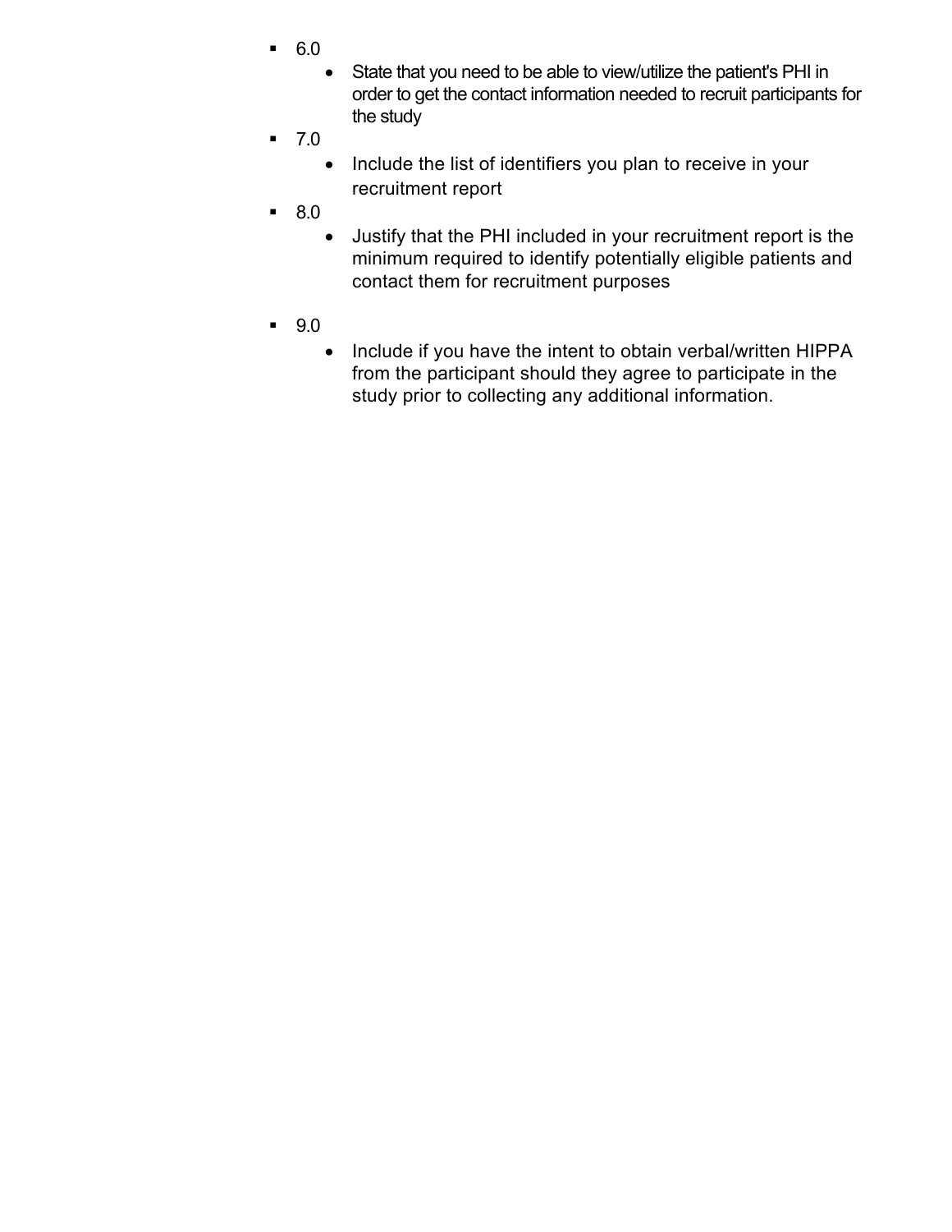- 6.0
    - State that you need to be able to view/utilize the patient's PHI in order to get the contact information needed to recruit participants for the study
- 7.0
    - Include the list of identifiers you plan to receive in your recruitment report
- 8.0
    - Justify that the PHI included in your recruitment report is the minimum required to identify potentially eligible patients and contact them for recruitment purposes
- 9.0
    - Include if you have the intent to obtain verbal/written HIPPA from the participant should they agree to participate in the study prior to collecting any additional information.